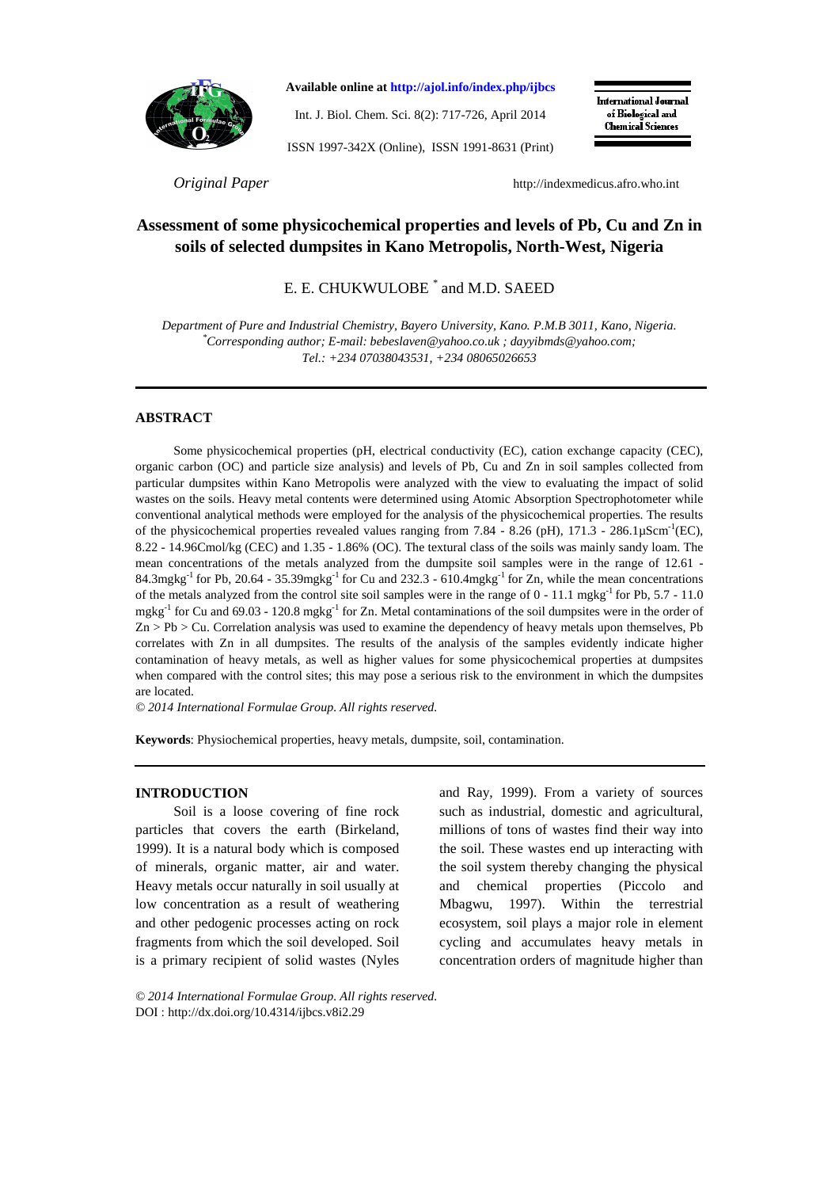*Original Paper*

# Assessment of some physicochemical properties and levels of Pb, Cu and Zn in soils of selected dumpsites in Kano Metropolis, North-West, Nigeria

E. E. CHUKWULOBE [*] and M.D. SAEED

*Department of Pure and Industrial Chemistry, Bayero University, Kano. P.M.B 3011, Kano, Nigeria.*
*[*]Corresponding author; E-mail: bebeslaven@yahoo.co.uk ; dayyibmds@yahoo.com;*
*Tel.: +234 07038043531, +234 08065026653*

## ABSTRACT

Some physicochemical properties (pH, electrical conductivity (EC), cation exchange capacity (CEC), organic carbon (OC) and particle size analysis) and levels of Pb, Cu and Zn in soil samples collected from particular dumpsites within Kano Metropolis were analyzed with the view to evaluating the impact of solid wastes on the soils. Heavy metal contents were determined using Atomic Absorption Spectrophotometer while conventional analytical methods were employed for the analysis of the physicochemical properties. The results of the physicochemical properties revealed values ranging from 7.84 - 8.26 (pH), 171.3 - 286.1μScm$^{-1}$(EC), 8.22 - 14.96Cmol/kg (CEC) and 1.35 - 1.86% (OC). The textural class of the soils was mainly sandy loam. The mean concentrations of the metals analyzed from the dumpsite soil samples were in the range of 12.61 - 84.3mgkg$^{-1}$ for Pb, 20.64 - 35.39mgkg$^{-1}$ for Cu and 232.3 - 610.4mgkg$^{-1}$ for Zn, while the mean concentrations of the metals analyzed from the control site soil samples were in the range of 0 - 11.1 mgkg$^{-1}$ for Pb, 5.7 - 11.0 mgkg$^{-1}$ for Cu and 69.03 - 120.8 mgkg$^{-1}$ for Zn. Metal contaminations of the soil dumpsites were in the order of Zn > Pb > Cu. Correlation analysis was used to examine the dependency of heavy metals upon themselves, Pb correlates with Zn in all dumpsites. The results of the analysis of the samples evidently indicate higher contamination of heavy metals, as well as higher values for some physicochemical properties at dumpsites when compared with the control sites; this may pose a serious risk to the environment in which the dumpsites are located.

*© 2014 International Formulae Group. All rights reserved.*

**Keywords**: Physiochemical properties, heavy metals, dumpsite, soil, contamination.

## INTRODUCTION

Soil is a loose covering of fine rock particles that covers the earth (Birkeland, 1999). It is a natural body which is composed of minerals, organic matter, air and water. Heavy metals occur naturally in soil usually at low concentration as a result of weathering and other pedogenic processes acting on rock fragments from which the soil developed. Soil is a primary recipient of solid wastes (Nyles and Ray, 1999). From a variety of sources such as industrial, domestic and agricultural, millions of tons of wastes find their way into the soil. These wastes end up interacting with the soil system thereby changing the physical and chemical properties (Piccolo and Mbagwu, 1997). Within the terrestrial ecosystem, soil plays a major role in element cycling and accumulates heavy metals in concentration orders of magnitude higher than

*© 2014 International Formulae Group. All rights reserved.*
DOI : http://dx.doi.org/10.4314/ijbcs.v8i2.29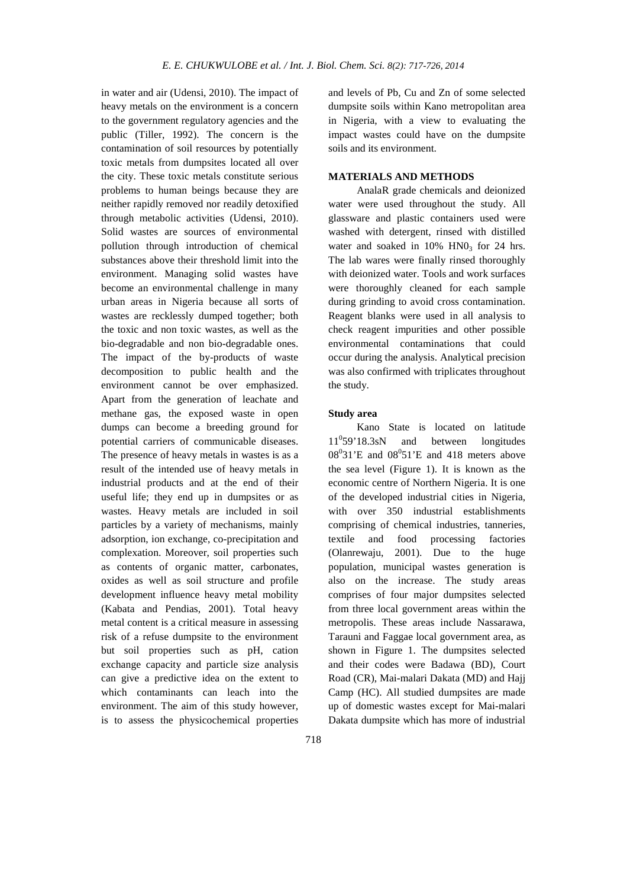in water and air (Udensi, 2010). The impact of heavy metals on the environment is a concern to the government regulatory agencies and the public (Tiller, 1992). The concern is the contamination of soil resources by potentially toxic metals from dumpsites located all over the city. These toxic metals constitute serious problems to human beings because they are neither rapidly removed nor readily detoxified through metabolic activities (Udensi, 2010). Solid wastes are sources of environmental pollution through introduction of chemical substances above their threshold limit into the environment. Managing solid wastes have become an environmental challenge in many urban areas in Nigeria because all sorts of wastes are recklessly dumped together; both the toxic and non toxic wastes, as well as the bio-degradable and non bio-degradable ones. The impact of the by-products of waste decomposition to public health and the environment cannot be over emphasized. Apart from the generation of leachate and methane gas, the exposed waste in open dumps can become a breeding ground for potential carriers of communicable diseases. The presence of heavy metals in wastes is as a result of the intended use of heavy metals in industrial products and at the end of their useful life; they end up in dumpsites or as wastes. Heavy metals are included in soil particles by a variety of mechanisms, mainly adsorption, ion exchange, co-precipitation and complexation. Moreover, soil properties such as contents of organic matter, carbonates, oxides as well as soil structure and profile development influence heavy metal mobility (Kabata and Pendias, 2001). Total heavy metal content is a critical measure in assessing risk of a refuse dumpsite to the environment but soil properties such as pH, cation exchange capacity and particle size analysis can give a predictive idea on the extent to which contaminants can leach into the environment. The aim of this study however, is to assess the physicochemical properties and levels of Pb, Cu and Zn of some selected dumpsite soils within Kano metropolitan area in Nigeria, with a view to evaluating the impact wastes could have on the dumpsite soils and its environment.

## MATERIALS AND METHODS

AnalaR grade chemicals and deionized water were used throughout the study. All glassware and plastic containers used were washed with detergent, rinsed with distilled water and soaked in 10% $HN0_3$ for 24 hrs. The lab wares were finally rinsed thoroughly with deionized water. Tools and work surfaces were thoroughly cleaned for each sample during grinding to avoid cross contamination. Reagent blanks were used in all analysis to check reagent impurities and other possible environmental contaminations that could occur during the analysis. Analytical precision was also confirmed with triplicates throughout the study.

### Study area

Kano State is located on latitude $11^0$59'18.3sN and between longitudes $08^0$31'E and $08^0$51'E and 418 meters above the sea level (Figure 1). It is known as the economic centre of Northern Nigeria. It is one of the developed industrial cities in Nigeria, with over 350 industrial establishments comprising of chemical industries, tanneries, textile and food processing factories (Olanrewaju, 2001). Due to the huge population, municipal wastes generation is also on the increase. The study areas comprises of four major dumpsites selected from three local government areas within the metropolis. These areas include Nassarawa, Tarauni and Faggae local government area, as shown in Figure 1. The dumpsites selected and their codes were Badawa (BD), Court Road (CR), Mai-malari Dakata (MD) and Hajj Camp (HC). All studied dumpsites are made up of domestic wastes except for Mai-malari Dakata dumpsite which has more of industrial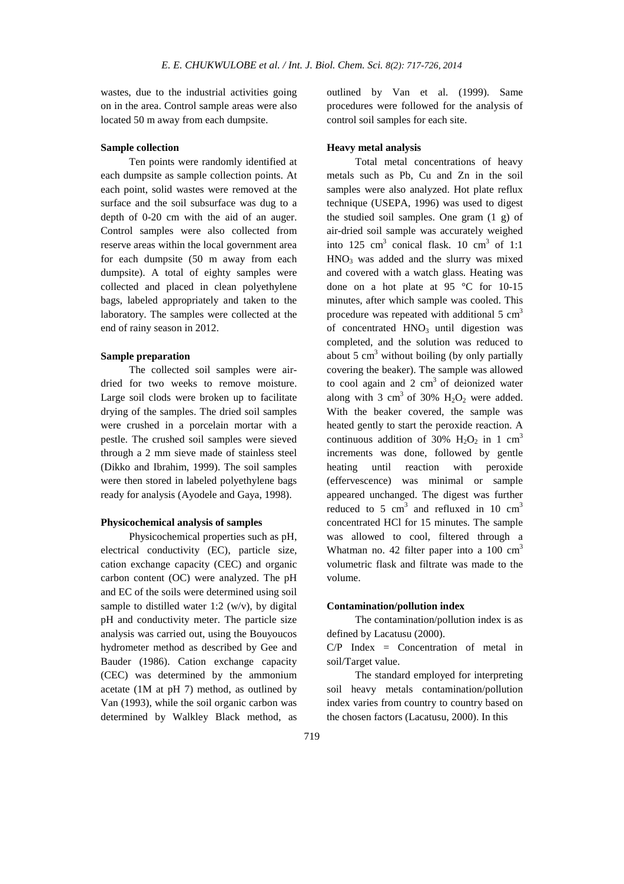wastes, due to the industrial activities going on in the area. Control sample areas were also located 50 m away from each dumpsite.

### Sample collection

Ten points were randomly identified at each dumpsite as sample collection points. At each point, solid wastes were removed at the surface and the soil subsurface was dug to a depth of 0-20 cm with the aid of an auger. Control samples were also collected from reserve areas within the local government area for each dumpsite (50 m away from each dumpsite). A total of eighty samples were collected and placed in clean polyethylene bags, labeled appropriately and taken to the laboratory. The samples were collected at the end of rainy season in 2012.

### Sample preparation

The collected soil samples were air-dried for two weeks to remove moisture. Large soil clods were broken up to facilitate drying of the samples. The dried soil samples were crushed in a porcelain mortar with a pestle. The crushed soil samples were sieved through a 2 mm sieve made of stainless steel (Dikko and Ibrahim, 1999). The soil samples were then stored in labeled polyethylene bags ready for analysis (Ayodele and Gaya, 1998).

### Physicochemical analysis of samples

Physicochemical properties such as pH, electrical conductivity (EC), particle size, cation exchange capacity (CEC) and organic carbon content (OC) were analyzed. The pH and EC of the soils were determined using soil sample to distilled water 1:2 (w/v), by digital pH and conductivity meter. The particle size analysis was carried out, using the Bouyoucos hydrometer method as described by Gee and Bauder (1986). Cation exchange capacity (CEC) was determined by the ammonium acetate (1M at pH 7) method, as outlined by Van (1993), while the soil organic carbon was determined by Walkley Black method, as outlined by Van et al. (1999). Same procedures were followed for the analysis of control soil samples for each site.

### Heavy metal analysis

Total metal concentrations of heavy metals such as Pb, Cu and Zn in the soil samples were also analyzed. Hot plate reflux technique (USEPA, 1996) was used to digest the studied soil samples. One gram (1 g) of air-dried soil sample was accurately weighed into 125 $cm^3$ conical flask. 10 $cm^3$ of 1:1 $HNO_3$ was added and the slurry was mixed and covered with a watch glass. Heating was done on a hot plate at 95 °C for 10-15 minutes, after which sample was cooled. This procedure was repeated with additional 5 $cm^3$ of concentrated $HNO_3$ until digestion was completed, and the solution was reduced to about 5 $cm^3$ without boiling (by only partially covering the beaker). The sample was allowed to cool again and 2 $cm^3$ of deionized water along with 3 $cm^3$ of 30% $H_2O_2$ were added. With the beaker covered, the sample was heated gently to start the peroxide reaction. A continuous addition of 30% $H_2O_2$ in 1 $cm^3$ increments was done, followed by gentle heating until reaction with peroxide (effervescence) was minimal or sample appeared unchanged. The digest was further reduced to 5 $cm^3$ and refluxed in 10 $cm^3$ concentrated HCl for 15 minutes. The sample was allowed to cool, filtered through a Whatman no. 42 filter paper into a 100 $cm^3$ volumetric flask and filtrate was made to the volume.

### Contamination/pollution index

The contamination/pollution index is as defined by Lacatusu (2000).

C/P Index = Concentration of metal in soil/Target value.

The standard employed for interpreting soil heavy metals contamination/pollution index varies from country to country based on the chosen factors (Lacatusu, 2000). In this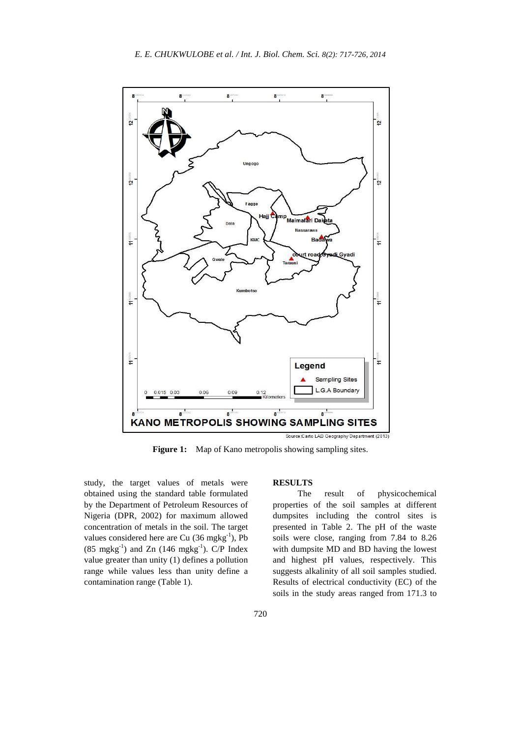**Figure 1:** Map of Kano metropolis showing sampling sites.

study, the target values of metals were obtained using the standard table formulated by the Department of Petroleum Resources of Nigeria (DPR, 2002) for maximum allowed concentration of metals in the soil. The target values considered here are Cu (36 $mgkg^{-1}$), Pb (85 $mgkg^{-1}$) and Zn (146 $mgkg^{-1}$). C/P Index value greater than unity (1) defines a pollution range while values less than unity define a contamination range (Table 1).

## RESULTS

The result of physicochemical properties of the soil samples at different dumpsites including the control sites is presented in Table 2. The pH of the waste soils were close, ranging from 7.84 to 8.26 with dumpsite MD and BD having the lowest and highest pH values, respectively. This suggests alkalinity of all soil samples studied. Results of electrical conductivity (EC) of the soils in the study areas ranged from 171.3 to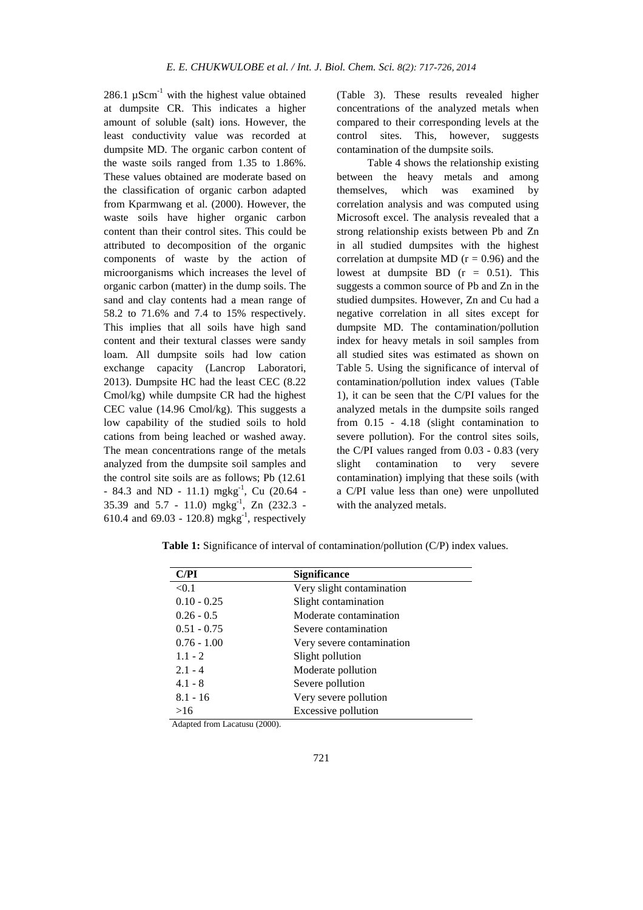286.1 $\mu Scm^{-1}$ with the highest value obtained at dumpsite CR. This indicates a higher amount of soluble (salt) ions. However, the least conductivity value was recorded at dumpsite MD. The organic carbon content of the waste soils ranged from 1.35 to 1.86%. These values obtained are moderate based on the classification of organic carbon adapted from Kparmwang et al. (2000). However, the waste soils have higher organic carbon content than their control sites. This could be attributed to decomposition of the organic components of waste by the action of microorganisms which increases the level of organic carbon (matter) in the dump soils. The sand and clay contents had a mean range of 58.2 to 71.6% and 7.4 to 15% respectively. This implies that all soils have high sand content and their textural classes were sandy loam. All dumpsite soils had low cation exchange capacity (Lancrop Laboratori, 2013). Dumpsite HC had the least CEC (8.22 Cmol/kg) while dumpsite CR had the highest CEC value (14.96 Cmol/kg). This suggests a low capability of the studied soils to hold cations from being leached or washed away. The mean concentrations range of the metals analyzed from the dumpsite soil samples and the control site soils are as follows; Pb (12.61 - 84.3 and ND - 11.1) $mgkg^{-1}$, Cu (20.64 - 35.39 and 5.7 - 11.0) $mgkg^{-1}$, Zn (232.3 - 610.4 and 69.03 - 120.8) $mgkg^{-1}$, respectively (Table 3). These results revealed higher concentrations of the analyzed metals when compared to their corresponding levels at the control sites. This, however, suggests contamination of the dumpsite soils.

Table 4 shows the relationship existing between the heavy metals and among themselves, which was examined by correlation analysis and was computed using Microsoft excel. The analysis revealed that a strong relationship exists between Pb and Zn in all studied dumpsites with the highest correlation at dumpsite MD ($r = 0.96$) and the lowest at dumpsite BD ($r = 0.51$). This suggests a common source of Pb and Zn in the studied dumpsites. However, Zn and Cu had a negative correlation in all sites except for dumpsite MD. The contamination/pollution index for heavy metals in soil samples from all studied sites was estimated as shown on Table 5. Using the significance of interval of contamination/pollution index values (Table 1), it can be seen that the C/PI values for the analyzed metals in the dumpsite soils ranged from 0.15 - 4.18 (slight contamination to severe pollution). For the control sites soils, the C/PI values ranged from 0.03 - 0.83 (very slight contamination to very severe contamination) implying that these soils (with a C/PI value less than one) were unpolluted with the analyzed metals.

**Table 1:** Significance of interval of contamination/pollution (C/P) index values.

| C/PI | Significance |
|---|---|
| <0.1 | Very slight contamination |
| 0.10 - 0.25 | Slight contamination |
| 0.26 - 0.5 | Moderate contamination |
| 0.51 - 0.75 | Severe contamination |
| 0.76 - 1.00 | Very severe contamination |
| 1.1 - 2 | Slight pollution |
| 2.1 - 4 | Moderate pollution |
| 4.1 - 8 | Severe pollution |
| 8.1 - 16 | Very severe pollution |
| >16 | Excessive pollution |

Adapted from Lacatusu (2000).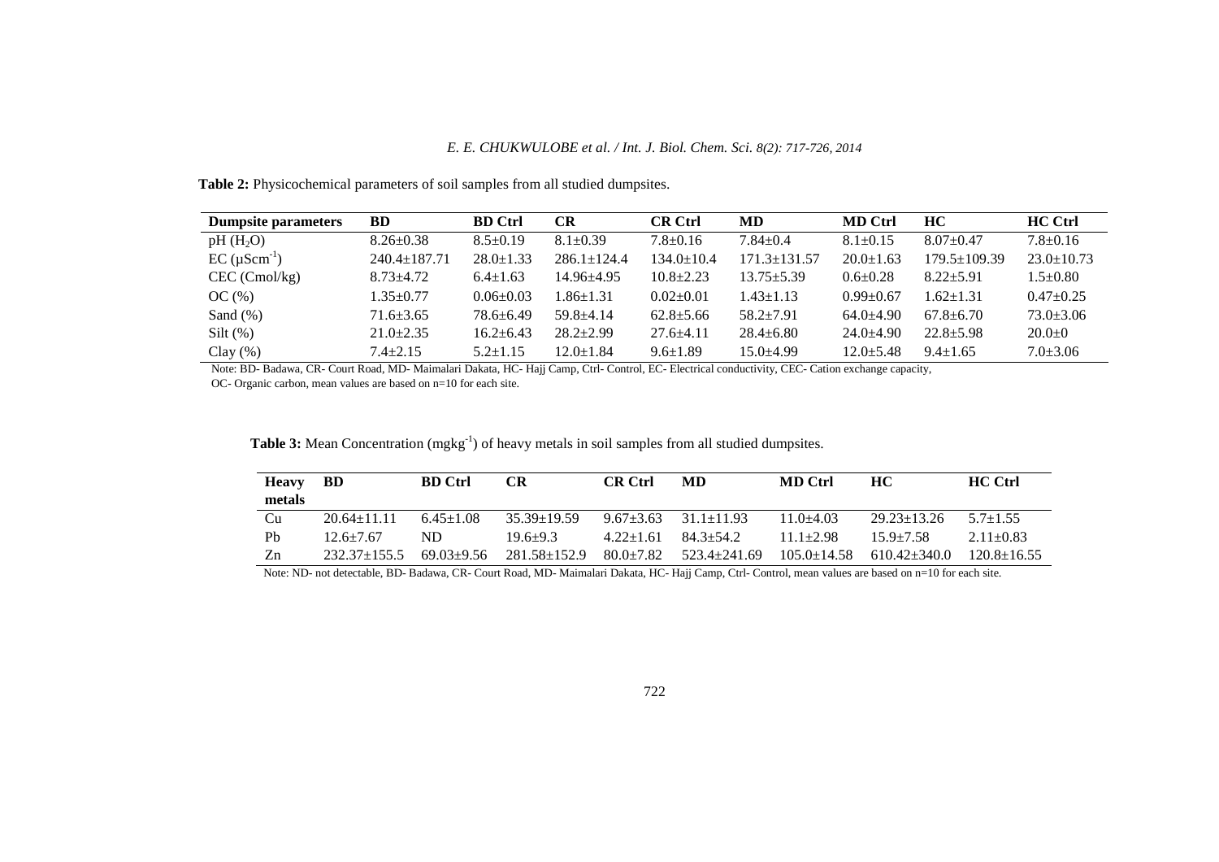**Table 2:** Physicochemical parameters of soil samples from all studied dumpsites.

| Dumpsite parameters | BD | BD Ctrl | CR | CR Ctrl | MD | MD Ctrl | HC | HC Ctrl |
|---|---|---|---|---|---|---|---|---|
| pH ($H_2O$) | 8.26±0.38 | 8.5±0.19 | 8.1±0.39 | 7.8±0.16 | 7.84±0.4 | 8.1±0.15 | 8.07±0.47 | 7.8±0.16 |
| EC ($\mu Scm^{-1}$) | 240.4±187.71 | 28.0±1.33 | 286.1±124.4 | 134.0±10.4 | 171.3±131.57 | 20.0±1.63 | 179.5±109.39 | 23.0±10.73 |
| CEC (Cmol/kg) | 8.73±4.72 | 6.4±1.63 | 14.96±4.95 | 10.8±2.23 | 13.75±5.39 | 0.6±0.28 | 8.22±5.91 | 1.5±0.80 |
| OC (%) | 1.35±0.77 | 0.06±0.03 | 1.86±1.31 | 0.02±0.01 | 1.43±1.13 | 0.99±0.67 | 1.62±1.31 | 0.47±0.25 |
| Sand (%) | 71.6±3.65 | 78.6±6.49 | 59.8±4.14 | 62.8±5.66 | 58.2±7.91 | 64.0±4.90 | 67.8±6.70 | 73.0±3.06 |
| Silt (%) | 21.0±2.35 | 16.2±6.43 | 28.2±2.99 | 27.6±4.11 | 28.4±6.80 | 24.0±4.90 | 22.8±5.98 | 20.0±0 |
| Clay (%) | 7.4±2.15 | 5.2±1.15 | 12.0±1.84 | 9.6±1.89 | 15.0±4.99 | 12.0±5.48 | 9.4±1.65 | 7.0±3.06 |

Note: BD- Badawa, CR- Court Road, MD- Maimalari Dakata, HC- Hajj Camp, Ctrl- Control, EC- Electrical conductivity, CEC- Cation exchange capacity, OC- Organic carbon, mean values are based on n=10 for each site.

**Table 3:** Mean Concentration ($mgkg^{-1}$) of heavy metals in soil samples from all studied dumpsites.

| Heavy metals | BD | BD Ctrl | CR | CR Ctrl | MD | MD Ctrl | HC | HC Ctrl |
|---|---|---|---|---|---|---|---|---|
| Cu | 20.64±11.11 | 6.45±1.08 | 35.39±19.59 | 9.67±3.63 | 31.1±11.93 | 11.0±4.03 | 29.23±13.26 | 5.7±1.55 |
| Pb | 12.6±7.67 | ND | 19.6±9.3 | 4.22±1.61 | 84.3±54.2 | 11.1±2.98 | 15.9±7.58 | 2.11±0.83 |
| Zn | 232.37±155.5 | 69.03±9.56 | 281.58±152.9 | 80.0±7.82 | 523.4±241.69 | 105.0±14.58 | 610.42±340.0 | 120.8±16.55 |

Note: ND- not detectable, BD- Badawa, CR- Court Road, MD- Maimalari Dakata, HC- Hajj Camp, Ctrl- Control, mean values are based on n=10 for each site.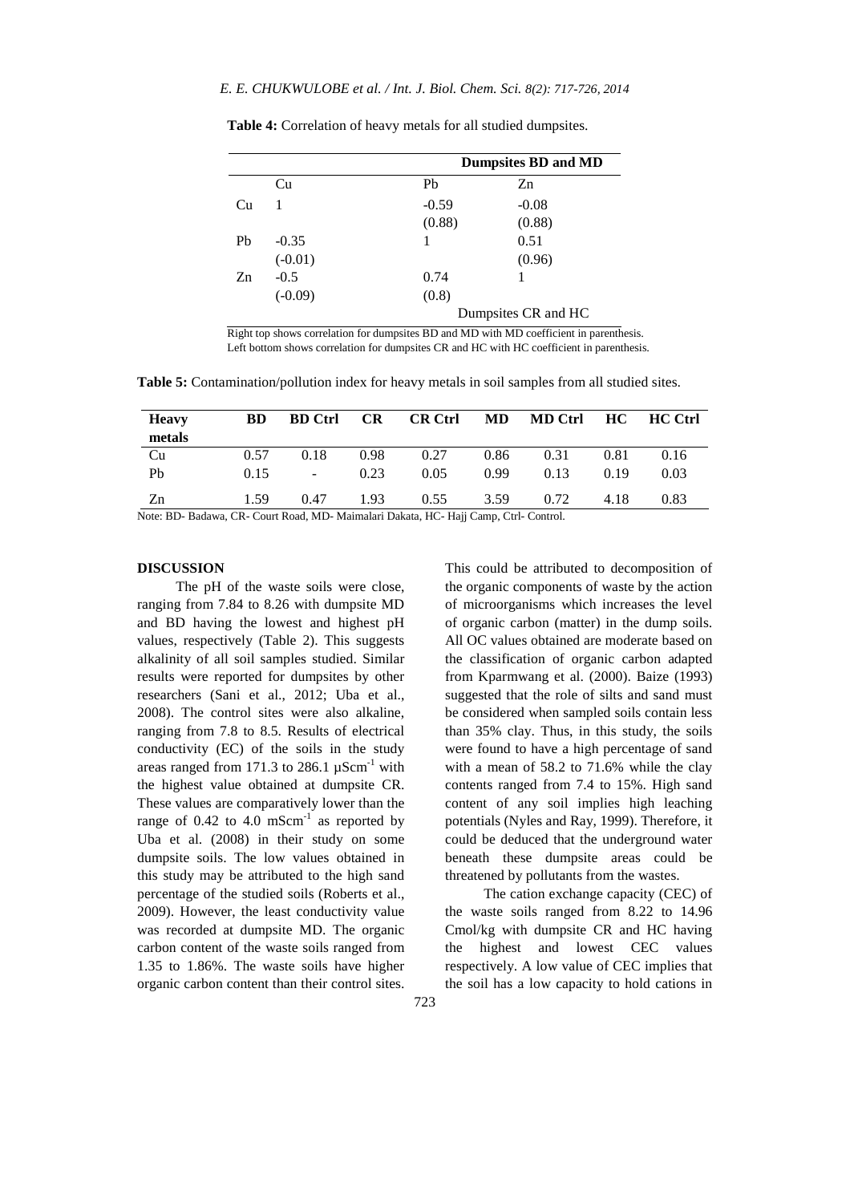**Table 4:** Correlation of heavy metals for all studied dumpsites.

| | | Dumpsites BD and MD | |
|---|---|---|---|
| | Cu | Pb | Zn |
| Cu | 1 | -0.59 (0.88) | -0.08 (0.88) |
| Pb | -0.35 (-0.01) | 1 | 0.51 (0.96) |
| Zn | -0.5 (-0.09) | 0.74 (0.8) | 1 |
| | | Dumpsites CR and HC | |

Right top shows correlation for dumpsites BD and MD with MD coefficient in parenthesis.
Left bottom shows correlation for dumpsites CR and HC with HC coefficient in parenthesis.

**Table 5:** Contamination/pollution index for heavy metals in soil samples from all studied sites.

| Heavy metals | BD | BD Ctrl | CR | CR Ctrl | MD | MD Ctrl | HC | HC Ctrl |
|---|---|---|---|---|---|---|---|---|
| Cu | 0.57 | 0.18 | 0.98 | 0.27 | 0.86 | 0.31 | 0.81 | 0.16 |
| Pb | 0.15 | - | 0.23 | 0.05 | 0.99 | 0.13 | 0.19 | 0.03 |
| Zn | 1.59 | 0.47 | 1.93 | 0.55 | 3.59 | 0.72 | 4.18 | 0.83 |

Note: BD- Badawa, CR- Court Road, MD- Maimalari Dakata, HC- Hajj Camp, Ctrl- Control.

## DISCUSSION

The pH of the waste soils were close, ranging from 7.84 to 8.26 with dumpsite MD and BD having the lowest and highest pH values, respectively (Table 2). This suggests alkalinity of all soil samples studied. Similar results were reported for dumpsites by other researchers (Sani et al., 2012; Uba et al., 2008). The control sites were also alkaline, ranging from 7.8 to 8.5. Results of electrical conductivity (EC) of the soils in the study areas ranged from 171.3 to 286.1 $\mu Scm^{-1}$ with the highest value obtained at dumpsite CR. These values are comparatively lower than the range of 0.42 to 4.0 $mScm^{-1}$ as reported by Uba et al. (2008) in their study on some dumpsite soils. The low values obtained in this study may be attributed to the high sand percentage of the studied soils (Roberts et al., 2009). However, the least conductivity value was recorded at dumpsite MD. The organic carbon content of the waste soils ranged from 1.35 to 1.86%. The waste soils have higher organic carbon content than their control sites. This could be attributed to decomposition of the organic components of waste by the action of microorganisms which increases the level of organic carbon (matter) in the dump soils. All OC values obtained are moderate based on the classification of organic carbon adapted from Kparmwang et al. (2000). Baize (1993) suggested that the role of silts and sand must be considered when sampled soils contain less than 35% clay. Thus, in this study, the soils were found to have a high percentage of sand with a mean of 58.2 to 71.6% while the clay contents ranged from 7.4 to 15%. High sand content of any soil implies high leaching potentials (Nyles and Ray, 1999). Therefore, it could be deduced that the underground water beneath these dumpsite areas could be threatened by pollutants from the wastes.

The cation exchange capacity (CEC) of the waste soils ranged from 8.22 to 14.96 Cmol/kg with dumpsite CR and HC having the highest and lowest CEC values respectively. A low value of CEC implies that the soil has a low capacity to hold cations in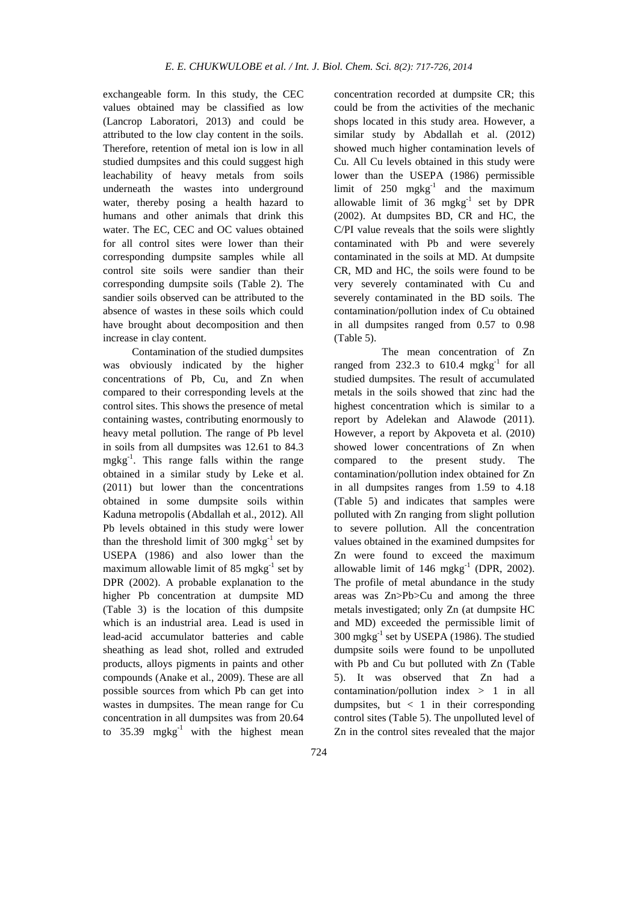exchangeable form. In this study, the CEC values obtained may be classified as low (Lancrop Laboratori, 2013) and could be attributed to the low clay content in the soils. Therefore, retention of metal ion is low in all studied dumpsites and this could suggest high leachability of heavy metals from soils underneath the wastes into underground water, thereby posing a health hazard to humans and other animals that drink this water. The EC, CEC and OC values obtained for all control sites were lower than their corresponding dumpsite samples while all control site soils were sandier than their corresponding dumpsite soils (Table 2). The sandier soils observed can be attributed to the absence of wastes in these soils which could have brought about decomposition and then increase in clay content.

Contamination of the studied dumpsites was obviously indicated by the higher concentrations of Pb, Cu, and Zn when compared to their corresponding levels at the control sites. This shows the presence of metal containing wastes, contributing enormously to heavy metal pollution. The range of Pb level in soils from all dumpsites was 12.61 to 84.3 $mgkg^{-1}$. This range falls within the range obtained in a similar study by Leke et al. (2011) but lower than the concentrations obtained in some dumpsite soils within Kaduna metropolis (Abdallah et al., 2012). All Pb levels obtained in this study were lower than the threshold limit of 300 $mgkg^{-1}$ set by USEPA (1986) and also lower than the maximum allowable limit of 85 $mgkg^{-1}$ set by DPR (2002). A probable explanation to the higher Pb concentration at dumpsite MD (Table 3) is the location of this dumpsite which is an industrial area. Lead is used in lead-acid accumulator batteries and cable sheathing as lead shot, rolled and extruded products, alloys pigments in paints and other compounds (Anake et al., 2009). These are all possible sources from which Pb can get into wastes in dumpsites. The mean range for Cu concentration in all dumpsites was from 20.64 to 35.39 $mgkg^{-1}$ with the highest mean concentration recorded at dumpsite CR; this could be from the activities of the mechanic shops located in this study area. However, a similar study by Abdallah et al. (2012) showed much higher contamination levels of Cu. All Cu levels obtained in this study were lower than the USEPA (1986) permissible limit of 250 $mgkg^{-1}$ and the maximum allowable limit of 36 $mgkg^{-1}$ set by DPR (2002). At dumpsites BD, CR and HC, the C/PI value reveals that the soils were slightly contaminated with Pb and were severely contaminated in the soils at MD. At dumpsite CR, MD and HC, the soils were found to be very severely contaminated with Cu and severely contaminated in the BD soils. The contamination/pollution index of Cu obtained in all dumpsites ranged from 0.57 to 0.98 (Table 5).

The mean concentration of Zn ranged from 232.3 to 610.4 $mgkg^{-1}$ for all studied dumpsites. The result of accumulated metals in the soils showed that zinc had the highest concentration which is similar to a report by Adelekan and Alawode (2011). However, a report by Akpoveta et al. (2010) showed lower concentrations of Zn when compared to the present study. The contamination/pollution index obtained for Zn in all dumpsites ranges from 1.59 to 4.18 (Table 5) and indicates that samples were polluted with Zn ranging from slight pollution to severe pollution. All the concentration values obtained in the examined dumpsites for Zn were found to exceed the maximum allowable limit of 146 $mgkg^{-1}$ (DPR, 2002). The profile of metal abundance in the study areas was Zn>Pb>Cu and among the three metals investigated; only Zn (at dumpsite HC and MD) exceeded the permissible limit of 300 $mgkg^{-1}$ set by USEPA (1986). The studied dumpsite soils were found to be unpolluted with Pb and Cu but polluted with Zn (Table 5). It was observed that Zn had a contamination/pollution index > 1 in all dumpsites, but < 1 in their corresponding control sites (Table 5). The unpolluted level of Zn in the control sites revealed that the major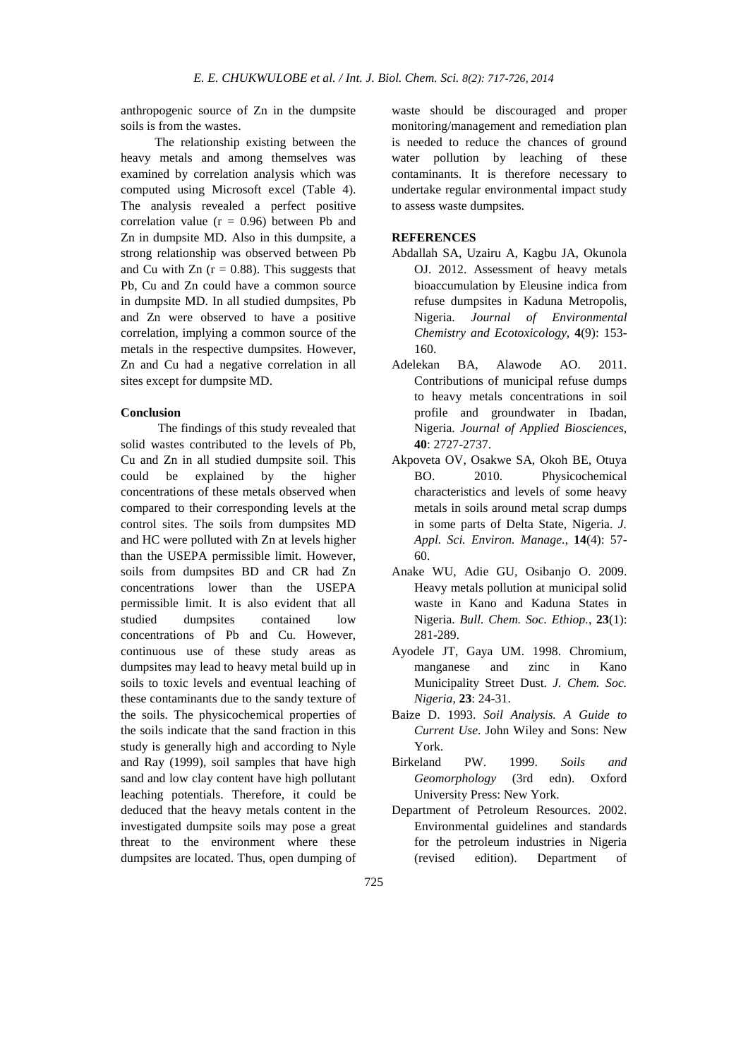anthropogenic source of Zn in the dumpsite soils is from the wastes.

The relationship existing between the heavy metals and among themselves was examined by correlation analysis which was computed using Microsoft excel (Table 4). The analysis revealed a perfect positive correlation value ($r = 0.96$) between Pb and Zn in dumpsite MD. Also in this dumpsite, a strong relationship was observed between Pb and Cu with Zn ($r = 0.88$). This suggests that Pb, Cu and Zn could have a common source in dumpsite MD. In all studied dumpsites, Pb and Zn were observed to have a positive correlation, implying a common source of the metals in the respective dumpsites. However, Zn and Cu had a negative correlation in all sites except for dumpsite MD.

**Conclusion**

The findings of this study revealed that solid wastes contributed to the levels of Pb, Cu and Zn in all studied dumpsite soil. This could be explained by the higher concentrations of these metals observed when compared to their corresponding levels at the control sites. The soils from dumpsites MD and HC were polluted with Zn at levels higher than the USEPA permissible limit. However, soils from dumpsites BD and CR had Zn concentrations lower than the USEPA permissible limit. It is also evident that all studied dumpsites contained low concentrations of Pb and Cu. However, continuous use of these study areas as dumpsites may lead to heavy metal build up in soils to toxic levels and eventual leaching of these contaminants due to the sandy texture of the soils. The physicochemical properties of the soils indicate that the sand fraction in this study is generally high and according to Nyle and Ray (1999), soil samples that have high sand and low clay content have high pollutant leaching potentials. Therefore, it could be deduced that the heavy metals content in the investigated dumpsite soils may pose a great threat to the environment where these dumpsites are located. Thus, open dumping of waste should be discouraged and proper monitoring/management and remediation plan is needed to reduce the chances of ground water pollution by leaching of these contaminants. It is therefore necessary to undertake regular environmental impact study to assess waste dumpsites.

**REFERENCES**

Abdallah SA, Uzairu A, Kagbu JA, Okunola OJ. 2012. Assessment of heavy metals bioaccumulation by Eleusine indica from refuse dumpsites in Kaduna Metropolis, Nigeria. *Journal of Environmental Chemistry and Ecotoxicology*, **4**(9): 153-160.

Adelekan BA, Alawode AO. 2011. Contributions of municipal refuse dumps to heavy metals concentrations in soil profile and groundwater in Ibadan, Nigeria. *Journal of Applied Biosciences*, **40**: 2727-2737.

Akpoveta OV, Osakwe SA, Okoh BE, Otuya BO. 2010. Physicochemical characteristics and levels of some heavy metals in soils around metal scrap dumps in some parts of Delta State, Nigeria. *J. Appl. Sci. Environ. Manage.*, **14**(4): 57-60.

Anake WU, Adie GU, Osibanjo O. 2009. Heavy metals pollution at municipal solid waste in Kano and Kaduna States in Nigeria. *Bull. Chem. Soc. Ethiop.*, **23**(1): 281-289.

Ayodele JT, Gaya UM. 1998. Chromium, manganese and zinc in Kano Municipality Street Dust. *J. Chem. Soc. Nigeria*, **23**: 24-31.

Baize D. 1993. *Soil Analysis. A Guide to Current Use*. John Wiley and Sons: New York.

Birkeland PW. 1999. *Soils and Geomorphology* (3rd edn). Oxford University Press: New York.

Department of Petroleum Resources. 2002. Environmental guidelines and standards for the petroleum industries in Nigeria (revised edition). Department of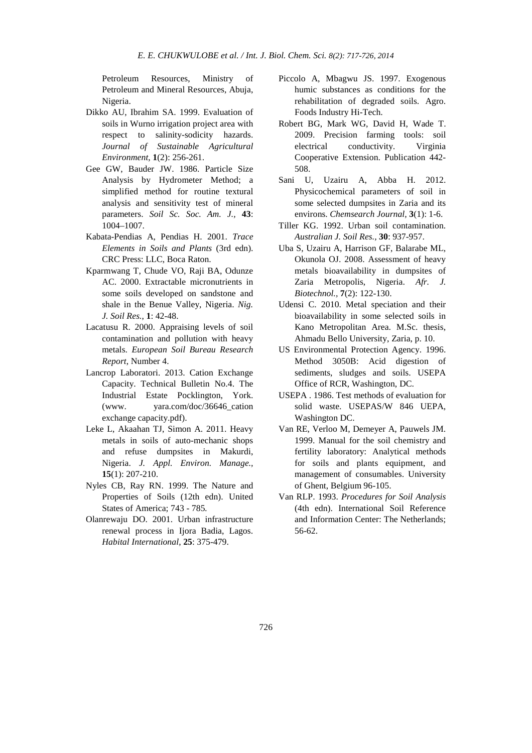Petroleum Resources, Ministry of Petroleum and Mineral Resources, Abuja, Nigeria.

Dikko AU, Ibrahim SA. 1999. Evaluation of soils in Wurno irrigation project area with respect to salinity-sodicity hazards. *Journal of Sustainable Agricultural Environment*, **1**(2): 256-261.

Gee GW, Bauder JW. 1986. Particle Size Analysis by Hydrometer Method; a simplified method for routine textural analysis and sensitivity test of mineral parameters. *Soil Sc. Soc. Am. J.*, **43**: 1004–1007.

Kabata-Pendias A, Pendias H. 2001. *Trace Elements in Soils and Plants* (3rd edn). CRC Press: LLC, Boca Raton.

Kparmwang T, Chude VO, Raji BA, Odunze AC. 2000. Extractable micronutrients in some soils developed on sandstone and shale in the Benue Valley, Nigeria. *Nig. J. Soil Res.*, **1**: 42-48.

Lacatusu R. 2000. Appraising levels of soil contamination and pollution with heavy metals. *European Soil Bureau Research Report*, Number 4.

Lancrop Laboratori. 2013. Cation Exchange Capacity. Technical Bulletin No.4. The Industrial Estate Pocklington, York. (www. yara.com/doc/36646_cation exchange capacity.pdf).

Leke L, Akaahan TJ, Simon A. 2011. Heavy metals in soils of auto-mechanic shops and refuse dumpsites in Makurdi, Nigeria. *J. Appl. Environ. Manage.*, **15**(1): 207-210.

Nyles CB, Ray RN. 1999. The Nature and Properties of Soils (12th edn). United States of America; 743 - 785.

Olanrewaju DO. 2001. Urban infrastructure renewal process in Ijora Badia, Lagos. *Habital International*, **25**: 375-479.

Piccolo A, Mbagwu JS. 1997. Exogenous humic substances as conditions for the rehabilitation of degraded soils. Agro. Foods Industry Hi-Tech.

Robert BG, Mark WG, David H, Wade T. 2009. Precision farming tools: soil electrical conductivity. Virginia Cooperative Extension. Publication 442-508.

Sani U, Uzairu A, Abba H. 2012. Physicochemical parameters of soil in some selected dumpsites in Zaria and its environs. *Chemsearch Journal*, **3**(1): 1-6.

Tiller KG. 1992. Urban soil contamination. *Australian J. Soil Res.*, **30**: 937-957.

Uba S, Uzairu A, Harrison GF, Balarabe ML, Okunola OJ. 2008. Assessment of heavy metals bioavailability in dumpsites of Zaria Metropolis, Nigeria. *Afr. J. Biotechnol.*, **7**(2): 122-130.

Udensi C. 2010. Metal speciation and their bioavailability in some selected soils in Kano Metropolitan Area. M.Sc. thesis, Ahmadu Bello University, Zaria, p. 10.

US Environmental Protection Agency. 1996. Method 3050B: Acid digestion of sediments, sludges and soils. USEPA Office of RCR, Washington, DC.

USEPA . 1986. Test methods of evaluation for solid waste. USEPAS/W 846 UEPA, Washington DC.

Van RE, Verloo M, Demeyer A, Pauwels JM. 1999. Manual for the soil chemistry and fertility laboratory: Analytical methods for soils and plants equipment, and management of consumables. University of Ghent, Belgium 96-105.

Van RLP. 1993. *Procedures for Soil Analysis* (4th edn). International Soil Reference and Information Center: The Netherlands; 56-62.